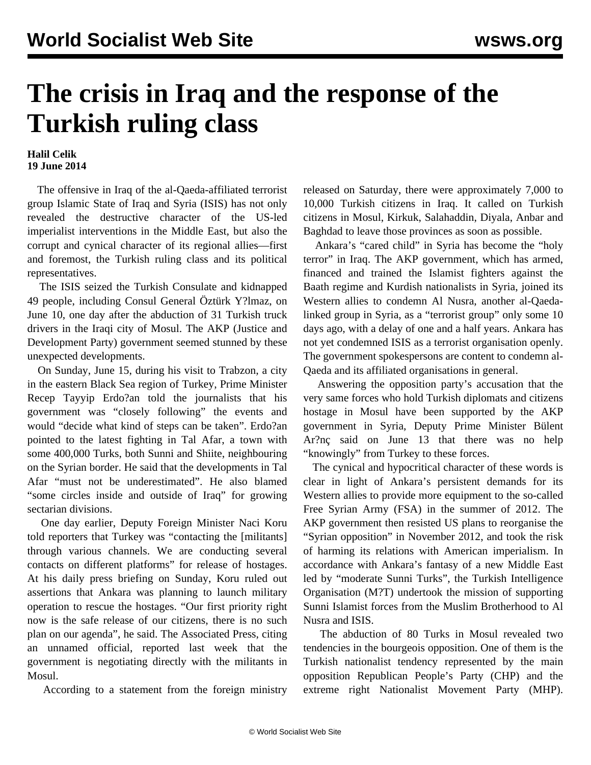# The crisis in Iraq and the response of the Turkish ruling class

**Halil Celik**
**19 June 2014**

The offensive in Iraq of the al-Qaeda-affiliated terrorist group Islamic State of Iraq and Syria (ISIS) has not only revealed the destructive character of the US-led imperialist interventions in the Middle East, but also the corrupt and cynical character of its regional allies—first and foremost, the Turkish ruling class and its political representatives.

The ISIS seized the Turkish Consulate and kidnapped 49 people, including Consul General Öztürk Y?lmaz, on June 10, one day after the abduction of 31 Turkish truck drivers in the Iraqi city of Mosul. The AKP (Justice and Development Party) government seemed stunned by these unexpected developments.

On Sunday, June 15, during his visit to Trabzon, a city in the eastern Black Sea region of Turkey, Prime Minister Recep Tayyip Erdo?an told the journalists that his government was "closely following" the events and would "decide what kind of steps can be taken". Erdo?an pointed to the latest fighting in Tal Afar, a town with some 400,000 Turks, both Sunni and Shiite, neighbouring on the Syrian border. He said that the developments in Tal Afar "must not be underestimated". He also blamed "some circles inside and outside of Iraq" for growing sectarian divisions.

One day earlier, Deputy Foreign Minister Naci Koru told reporters that Turkey was "contacting the [militants] through various channels. We are conducting several contacts on different platforms" for release of hostages. At his daily press briefing on Sunday, Koru ruled out assertions that Ankara was planning to launch military operation to rescue the hostages. "Our first priority right now is the safe release of our citizens, there is no such plan on our agenda", he said. The Associated Press, citing an unnamed official, reported last week that the government is negotiating directly with the militants in Mosul.

According to a statement from the foreign ministry released on Saturday, there were approximately 7,000 to 10,000 Turkish citizens in Iraq. It called on Turkish citizens in Mosul, Kirkuk, Salahaddin, Diyala, Anbar and Baghdad to leave those provinces as soon as possible.

Ankara's "cared child" in Syria has become the "holy terror" in Iraq. The AKP government, which has armed, financed and trained the Islamist fighters against the Baath regime and Kurdish nationalists in Syria, joined its Western allies to condemn Al Nusra, another al-Qaeda-linked group in Syria, as a "terrorist group" only some 10 days ago, with a delay of one and a half years. Ankara has not yet condemned ISIS as a terrorist organisation openly. The government spokespersons are content to condemn al-Qaeda and its affiliated organisations in general.

Answering the opposition party's accusation that the very same forces who hold Turkish diplomats and citizens hostage in Mosul have been supported by the AKP government in Syria, Deputy Prime Minister Bülent Ar?nç said on June 13 that there was no help "knowingly" from Turkey to these forces.

The cynical and hypocritical character of these words is clear in light of Ankara's persistent demands for its Western allies to provide more equipment to the so-called Free Syrian Army (FSA) in the summer of 2012. The AKP government then resisted US plans to reorganise the "Syrian opposition" in November 2012, and took the risk of harming its relations with American imperialism. In accordance with Ankara's fantasy of a new Middle East led by "moderate Sunni Turks", the Turkish Intelligence Organisation (M?T) undertook the mission of supporting Sunni Islamist forces from the Muslim Brotherhood to Al Nusra and ISIS.

The abduction of 80 Turks in Mosul revealed two tendencies in the bourgeois opposition. One of them is the Turkish nationalist tendency represented by the main opposition Republican People's Party (CHP) and the extreme right Nationalist Movement Party (MHP).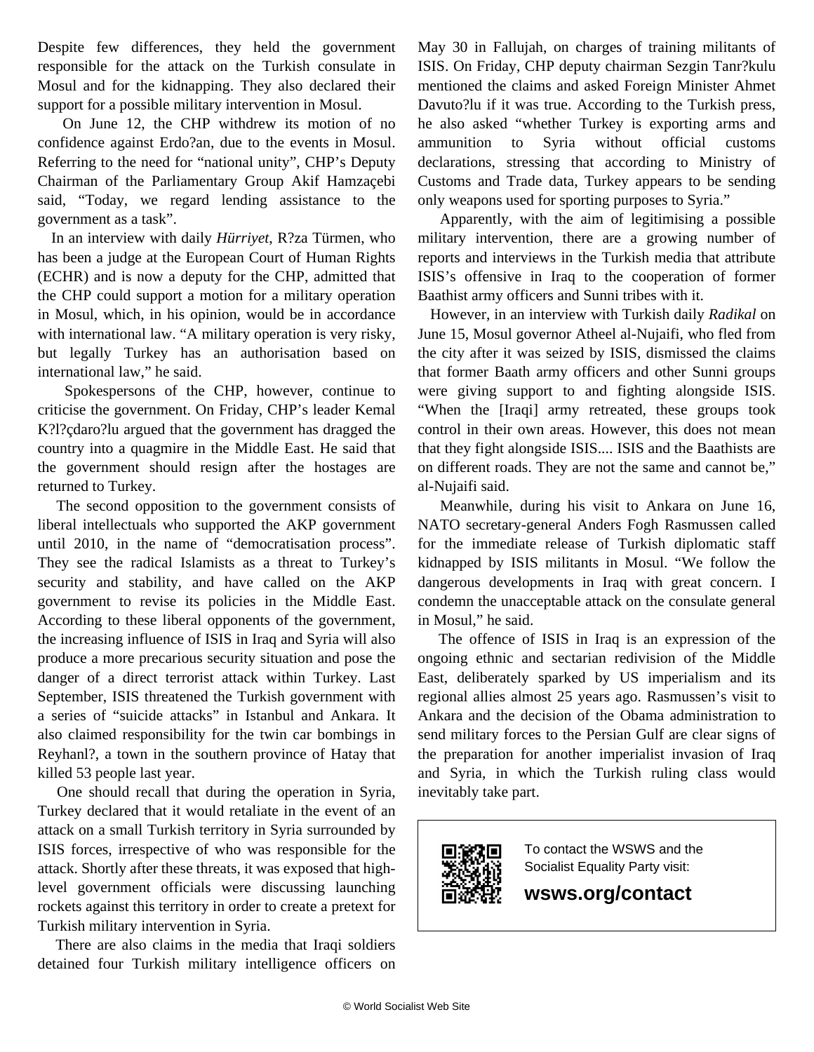Despite few differences, they held the government responsible for the attack on the Turkish consulate in Mosul and for the kidnapping. They also declared their support for a possible military intervention in Mosul.

On June 12, the CHP withdrew its motion of no confidence against Erdo?an, due to the events in Mosul. Referring to the need for "national unity", CHP's Deputy Chairman of the Parliamentary Group Akif Hamzaçebi said, "Today, we regard lending assistance to the government as a task".

In an interview with daily *Hürriyet*, R?za Türmen, who has been a judge at the European Court of Human Rights (ECHR) and is now a deputy for the CHP, admitted that the CHP could support a motion for a military operation in Mosul, which, in his opinion, would be in accordance with international law. "A military operation is very risky, but legally Turkey has an authorisation based on international law," he said.

Spokespersons of the CHP, however, continue to criticise the government. On Friday, CHP's leader Kemal K?l?çdaro?lu argued that the government has dragged the country into a quagmire in the Middle East. He said that the government should resign after the hostages are returned to Turkey.

The second opposition to the government consists of liberal intellectuals who supported the AKP government until 2010, in the name of "democratisation process". They see the radical Islamists as a threat to Turkey's security and stability, and have called on the AKP government to revise its policies in the Middle East. According to these liberal opponents of the government, the increasing influence of ISIS in Iraq and Syria will also produce a more precarious security situation and pose the danger of a direct terrorist attack within Turkey. Last September, ISIS threatened the Turkish government with a series of "suicide attacks" in Istanbul and Ankara. It also claimed responsibility for the twin car bombings in Reyhanl?, a town in the southern province of Hatay that killed 53 people last year.

One should recall that during the operation in Syria, Turkey declared that it would retaliate in the event of an attack on a small Turkish territory in Syria surrounded by ISIS forces, irrespective of who was responsible for the attack. Shortly after these threats, it was exposed that high-level government officials were discussing launching rockets against this territory in order to create a pretext for Turkish military intervention in Syria.

There are also claims in the media that Iraqi soldiers detained four Turkish military intelligence officers on May 30 in Fallujah, on charges of training militants of ISIS. On Friday, CHP deputy chairman Sezgin Tanr?kulu mentioned the claims and asked Foreign Minister Ahmet Davuto?lu if it was true. According to the Turkish press, he also asked "whether Turkey is exporting arms and ammunition to Syria without official customs declarations, stressing that according to Ministry of Customs and Trade data, Turkey appears to be sending only weapons used for sporting purposes to Syria."

Apparently, with the aim of legitimising a possible military intervention, there are a growing number of reports and interviews in the Turkish media that attribute ISIS's offensive in Iraq to the cooperation of former Baathist army officers and Sunni tribes with it.

However, in an interview with Turkish daily *Radikal* on June 15, Mosul governor Atheel al-Nujaifi, who fled from the city after it was seized by ISIS, dismissed the claims that former Baath army officers and other Sunni groups were giving support to and fighting alongside ISIS. "When the [Iraqi] army retreated, these groups took control in their own areas. However, this does not mean that they fight alongside ISIS.... ISIS and the Baathists are on different roads. They are not the same and cannot be," al-Nujaifi said.

Meanwhile, during his visit to Ankara on June 16, NATO secretary-general Anders Fogh Rasmussen called for the immediate release of Turkish diplomatic staff kidnapped by ISIS militants in Mosul. "We follow the dangerous developments in Iraq with great concern. I condemn the unacceptable attack on the consulate general in Mosul," he said.

The offence of ISIS in Iraq is an expression of the ongoing ethnic and sectarian redivision of the Middle East, deliberately sparked by US imperialism and its regional allies almost 25 years ago. Rasmussen's visit to Ankara and the decision of the Obama administration to send military forces to the Persian Gulf are clear signs of the preparation for another imperialist invasion of Iraq and Syria, in which the Turkish ruling class would inevitably take part.

To contact the WSWS and the Socialist Equality Party visit:

**wsws.org/contact**